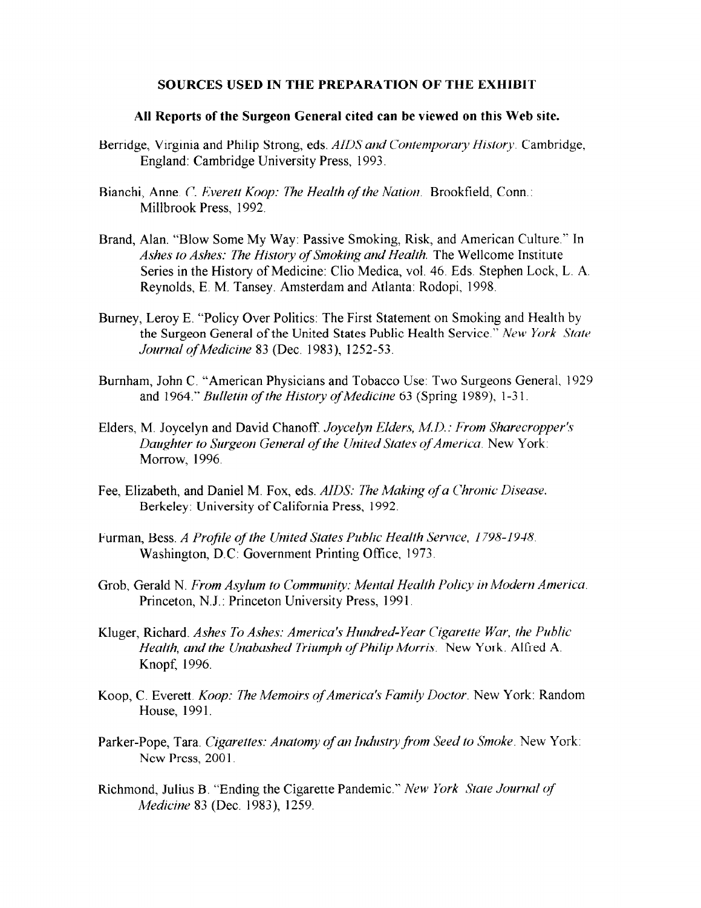## SOURCES USED IN THE PREPARATION OF THE EXHIBIT

**All Reports of the Surgeon General cited can be viewed on this Web site.**

Berridge, Virginia and Philip Strong, eds. *AIDS and Contemporary History*. Cambridge, England: Cambridge University Press, 1993.

Bianchi, Anne. *C. Everett Koop: The Health of the Nation*. Brookfield, Conn.: Millbrook Press, 1992.

Brand, Alan. "Blow Some My Way: Passive Smoking, Risk, and American Culture." In *Ashes to Ashes: The History of Smoking and Health*. The Wellcome Institute Series in the History of Medicine: Clio Medica, vol. 46. Eds. Stephen Lock, L. A. Reynolds, E. M. Tansey. Amsterdam and Atlanta: Rodopi, 1998.

Burney, Leroy E. "Policy Over Politics: The First Statement on Smoking and Health by the Surgeon General of the United States Public Health Service." *New York State Journal of Medicine* 83 (Dec. 1983), 1252-53.

Burnham, John C. "American Physicians and Tobacco Use: Two Surgeons General, 1929 and 1964." *Bulletin of the History of Medicine* 63 (Spring 1989), 1-31.

Elders, M. Joycelyn and David Chanoff. *Joycelyn Elders, M.D.: From Sharecropper's Daughter to Surgeon General of the United States of America*. New York: Morrow, 1996.

Fee, Elizabeth, and Daniel M. Fox, eds. *AIDS: The Making of a Chronic Disease*. Berkeley: University of California Press, 1992.

Furman, Bess. *A Profile of the United States Public Health Service, 1798-1948*. Washington, D.C: Government Printing Office, 1973.

Grob, Gerald N. *From Asylum to Community: Mental Health Policy in Modern America*. Princeton, N.J.: Princeton University Press, 1991.

Kluger, Richard. *Ashes To Ashes: America's Hundred-Year Cigarette War, the Public Health, and the Unabashed Triumph of Philip Morris*. New York. Alfred A. Knopf, 1996.

Koop, C. Everett. *Koop: The Memoirs of America's Family Doctor*. New York: Random House, 1991.

Parker-Pope, Tara. *Cigarettes: Anatomy of an Industry from Seed to Smoke*. New York: New Press, 2001.

Richmond, Julius B. "Ending the Cigarette Pandemic." *New York State Journal of Medicine* 83 (Dec. 1983), 1259.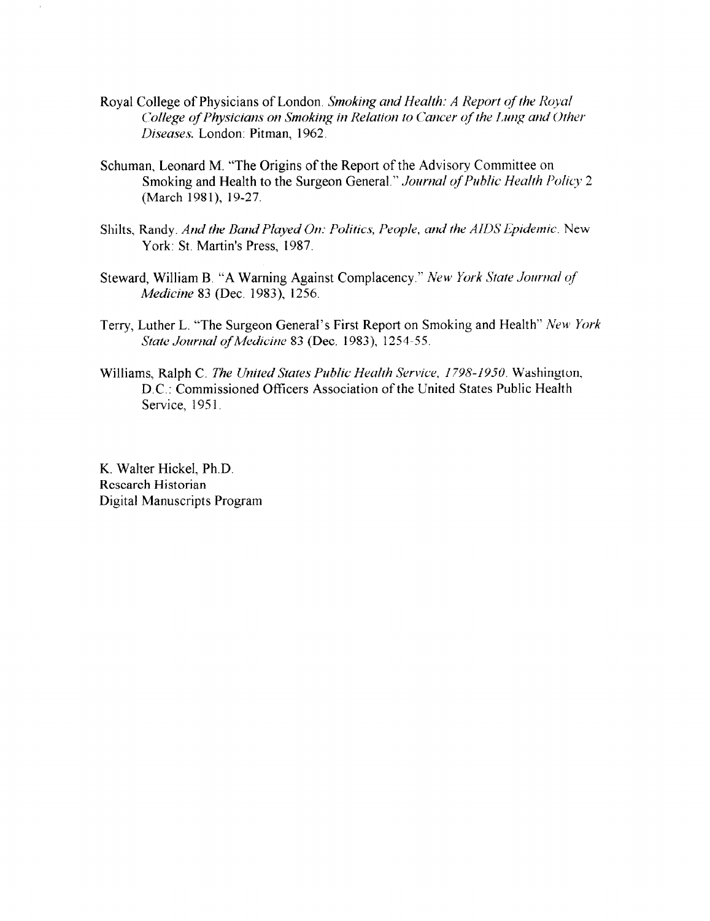Royal College of Physicians of London. *Smoking and Health: A Report of the Royal College of Physicians on Smoking in Relation to Cancer of the Lung and Other Diseases.* London: Pitman, 1962.

Schuman, Leonard M. "The Origins of the Report of the Advisory Committee on Smoking and Health to the Surgeon General." *Journal of Public Health Policy* 2 (March 1981), 19-27.

Shilts, Randy. *And the Band Played On: Politics, People, and the AIDS Epidemic.* New York: St. Martin's Press, 1987.

Steward, William B. "A Warning Against Complacency." *New York State Journal of Medicine* 83 (Dec. 1983), 1256.

Terry, Luther L. "The Surgeon General's First Report on Smoking and Health" *New York State Journal of Medicine* 83 (Dec. 1983), 1254-55.

Williams, Ralph C. *The United States Public Health Service, 1798-1950.* Washington, D.C.: Commissioned Officers Association of the United States Public Health Service, 1951.

K. Walter Hickel, Ph.D.
Research Historian
Digital Manuscripts Program